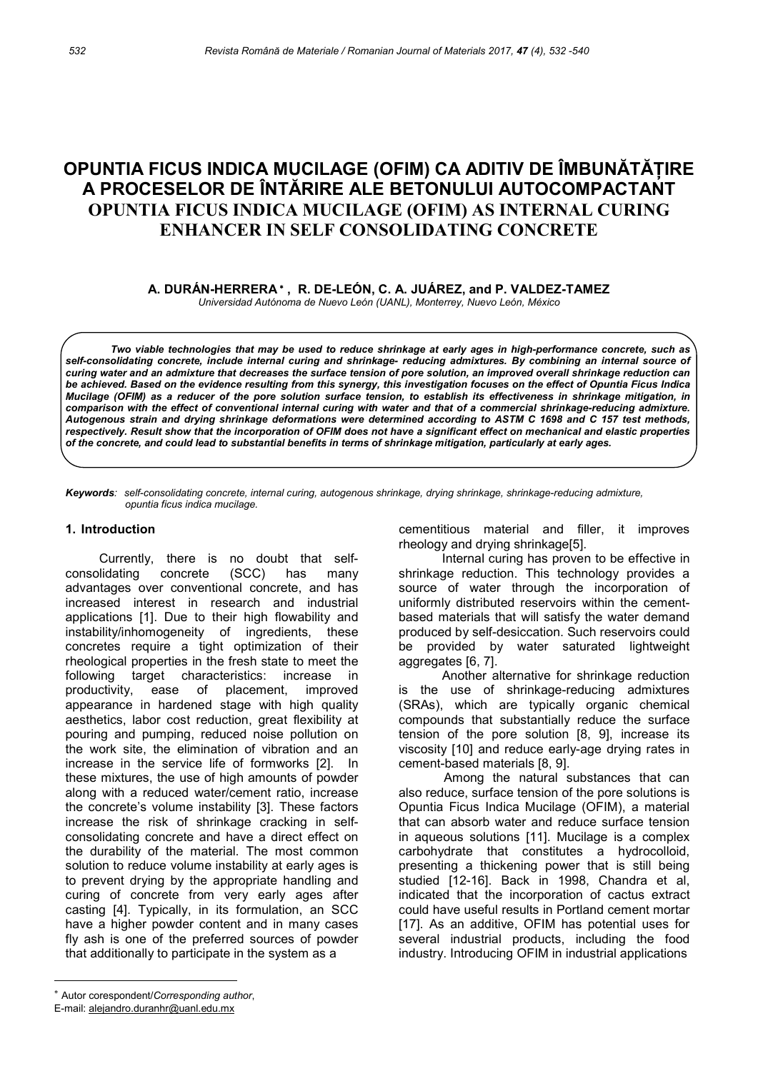# OPUNTIA FICUS INDICA MUCILAGE (OFIM) CA ADITIV DE ÎMBUNĂTĂȚIRE A PROCESELOR DE ÎNTĂRIRE ALE BETONULUI AUTOCOMPACTANT

# OPUNTIA FICUS INDICA MUCILAGE (OFIM) AS INTERNAL CURING ENHANCER IN SELF CONSOLIDATING CONCRETE

**A. DURÁN-HERRERA \*, R. DE-LEÓN, C. A. JUÁREZ, and P. VALDEZ-TAMEZ**

*Universidad Autónoma de Nuevo León (UANL), Monterrey, Nuevo León, México*

***Two viable technologies that may be used to reduce shrinkage at early ages in high-performance concrete, such as self-consolidating concrete, include internal curing and shrinkage- reducing admixtures. By combining an internal source of curing water and an admixture that decreases the surface tension of pore solution, an improved overall shrinkage reduction can be achieved. Based on the evidence resulting from this synergy, this investigation focuses on the effect of Opuntia Ficus Indica Mucilage (OFIM) as a reducer of the pore solution surface tension, to establish its effectiveness in shrinkage mitigation, in comparison with the effect of conventional internal curing with water and that of a commercial shrinkage-reducing admixture. Autogenous strain and drying shrinkage deformations were determined according to ASTM C 1698 and C 157 test methods, respectively. Result show that the incorporation of OFIM does not have a significant effect on mechanical and elastic properties of the concrete, and could lead to substantial benefits in terms of shrinkage mitigation, particularly at early ages.***

*Keywords: self-consolidating concrete, internal curing, autogenous shrinkage, drying shrinkage, shrinkage-reducing admixture, opuntia ficus indica mucilage.*

## 1. Introduction

Currently, there is no doubt that self-consolidating concrete (SCC) has many advantages over conventional concrete, and has increased interest in research and industrial applications [1]. Due to their high flowability and instability/inhomogeneity of ingredients, these concretes require a tight optimization of their rheological properties in the fresh state to meet the following target characteristics: increase in productivity, ease of placement, improved appearance in hardened stage with high quality aesthetics, labor cost reduction, great flexibility at pouring and pumping, reduced noise pollution on the work site, the elimination of vibration and an increase in the service life of formworks [2]. In these mixtures, the use of high amounts of powder along with a reduced water/cement ratio, increase the concrete's volume instability [3]. These factors increase the risk of shrinkage cracking in self-consolidating concrete and have a direct effect on the durability of the material. The most common solution to reduce volume instability at early ages is to prevent drying by the appropriate handling and curing of concrete from very early ages after casting [4]. Typically, in its formulation, an SCC have a higher powder content and in many cases fly ash is one of the preferred sources of powder that additionally to participate in the system as a cementitious material and filler, it improves rheology and drying shrinkage[5].

Internal curing has proven to be effective in shrinkage reduction. This technology provides a source of water through the incorporation of uniformly distributed reservoirs within the cement-based materials that will satisfy the water demand produced by self-desiccation. Such reservoirs could be provided by water saturated lightweight aggregates [6, 7].

Another alternative for shrinkage reduction is the use of shrinkage-reducing admixtures (SRAs), which are typically organic chemical compounds that substantially reduce the surface tension of the pore solution [8, 9], increase its viscosity [10] and reduce early-age drying rates in cement-based materials [8, 9].

Among the natural substances that can also reduce, surface tension of the pore solutions is Opuntia Ficus Indica Mucilage (OFIM), a material that can absorb water and reduce surface tension in aqueous solutions [11]. Mucilage is a complex carbohydrate that constitutes a hydrocolloid, presenting a thickening power that is still being studied [12-16]. Back in 1998, Chandra et al, indicated that the incorporation of cactus extract could have useful results in Portland cement mortar [17]. As an additive, OFIM has potential uses for several industrial products, including the food industry. Introducing OFIM in industrial applications

---

\* Autor corespondent/*Corresponding author*,
E-mail: alejandro.duranhr@uanl.edu.mx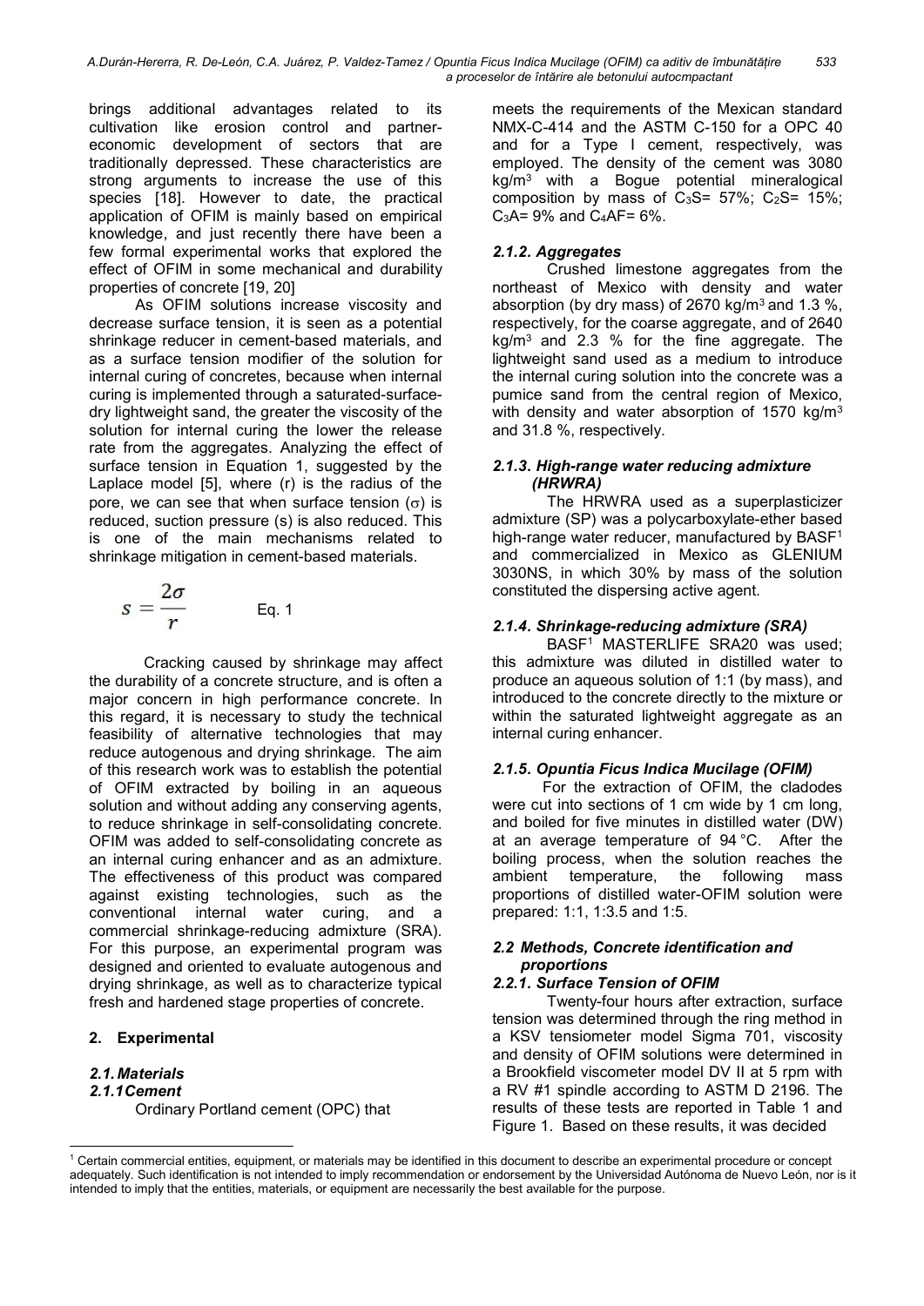brings additional advantages related to its cultivation like erosion control and partner-economic development of sectors that are traditionally depressed. These characteristics are strong arguments to increase the use of this species [18]. However to date, the practical application of OFIM is mainly based on empirical knowledge, and just recently there have been a few formal experimental works that explored the effect of OFIM in some mechanical and durability properties of concrete [19, 20]

As OFIM solutions increase viscosity and decrease surface tension, it is seen as a potential shrinkage reducer in cement-based materials, and as a surface tension modifier of the solution for internal curing of concretes, because when internal curing is implemented through a saturated-surface-dry lightweight sand, the greater the viscosity of the solution for internal curing the lower the release rate from the aggregates. Analyzing the effect of surface tension in Equation 1, suggested by the Laplace model [5], where (r) is the radius of the pore, we can see that when surface tension ($\sigma$) is reduced, suction pressure (s) is also reduced. This is one of the main mechanisms related to shrinkage mitigation in cement-based materials.

$$s = \frac{2\sigma}{r} \qquad \text{Eq. 1}$$

Cracking caused by shrinkage may affect the durability of a concrete structure, and is often a major concern in high performance concrete. In this regard, it is necessary to study the technical feasibility of alternative technologies that may reduce autogenous and drying shrinkage. The aim of this research work was to establish the potential of OFIM extracted by boiling in an aqueous solution and without adding any conserving agents, to reduce shrinkage in self-consolidating concrete. OFIM was added to self-consolidating concrete as an internal curing enhancer and as an admixture. The effectiveness of this product was compared against existing technologies, such as the conventional internal water curing, and a commercial shrinkage-reducing admixture (SRA). For this purpose, an experimental program was designed and oriented to evaluate autogenous and drying shrinkage, as well as to characterize typical fresh and hardened stage properties of concrete.

## 2. Experimental

### 2.1. Materials

#### 2.1.1 Cement

Ordinary Portland cement (OPC) that meets the requirements of the Mexican standard NMX-C-414 and the ASTM C-150 for a OPC 40 and for a Type I cement, respectively, was employed. The density of the cement was 3080 kg/m$^3$ with a Bogue potential mineralogical composition by mass of $C_3S$= 57%; $C_2S$= 15%; $C_3A$= 9% and $C_4AF$= 6%.

#### *2.1.2. Aggregates*

Crushed limestone aggregates from the northeast of Mexico with density and water absorption (by dry mass) of 2670 kg/m$^3$ and 1.3 %, respectively, for the coarse aggregate, and of 2640 kg/m$^3$ and 2.3 % for the fine aggregate. The lightweight sand used as a medium to introduce the internal curing solution into the concrete was a pumice sand from the central region of Mexico, with density and water absorption of 1570 kg/m$^3$ and 31.8 %, respectively.

#### *2.1.3. High-range water reducing admixture (HRWRA)*

The HRWRA used as a superplasticizer admixture (SP) was a polycarboxylate-ether based high-range water reducer, manufactured by BASF[1] and commercialized in Mexico as GLENIUM 3030NS, in which 30% by mass of the solution constituted the dispersing active agent.

#### *2.1.4. Shrinkage-reducing admixture (SRA)*

BASF[1] MASTERLIFE SRA20 was used; this admixture was diluted in distilled water to produce an aqueous solution of 1:1 (by mass), and introduced to the concrete directly to the mixture or within the saturated lightweight aggregate as an internal curing enhancer.

#### *2.1.5. Opuntia Ficus Indica Mucilage (OFIM)*

For the extraction of OFIM, the cladodes were cut into sections of 1 cm wide by 1 cm long, and boiled for five minutes in distilled water (DW) at an average temperature of 94 °C. After the boiling process, when the solution reaches the ambient temperature, the following mass proportions of distilled water-OFIM solution were prepared: 1:1, 1:3.5 and 1:5.

### *2.2 Methods, Concrete identification and proportions*

#### *2.2.1. Surface Tension of OFIM*

Twenty-four hours after extraction, surface tension was determined through the ring method in a KSV tensiometer model Sigma 701, viscosity and density of OFIM solutions were determined in a Brookfield viscometer model DV II at 5 rpm with a RV #1 spindle according to ASTM D 2196. The results of these tests are reported in Table 1 and Figure 1. Based on these results, it was decided

[1] Certain commercial entities, equipment, or materials may be identified in this document to describe an experimental procedure or concept adequately. Such identification is not intended to imply recommendation or endorsement by the Universidad Autónoma de Nuevo León, nor is it intended to imply that the entities, materials, or equipment are necessarily the best available for the purpose.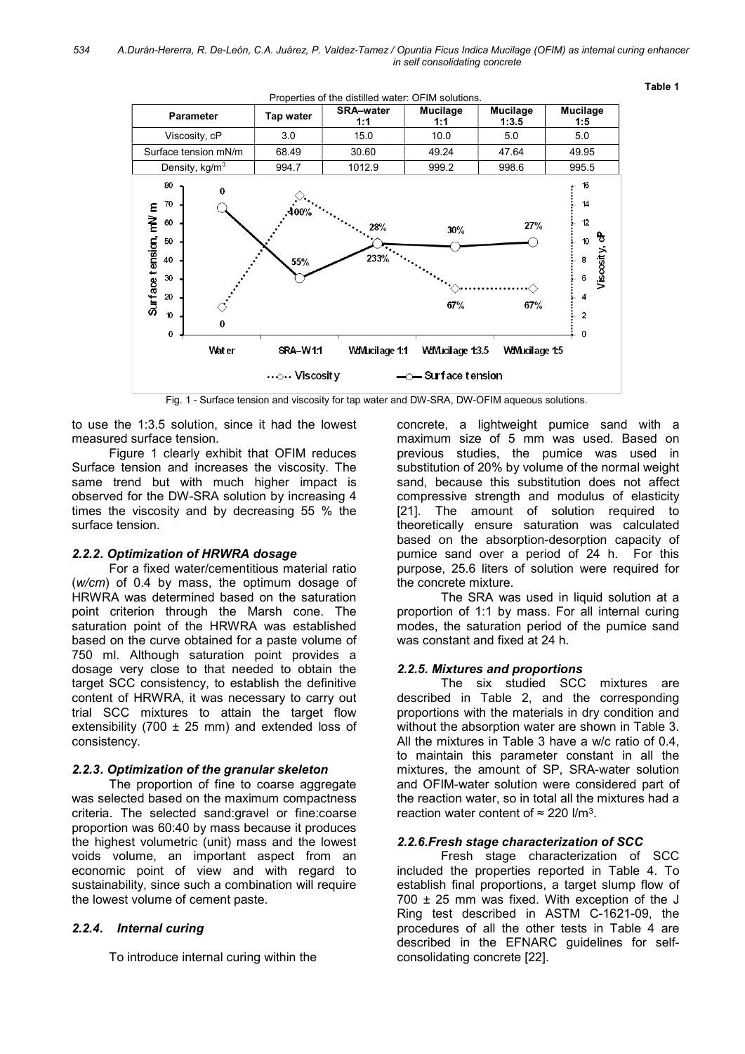**Table 1**

Properties of the distilled water: OFIM solutions.

| Parameter | Tap water | SRA–water 1:1 | Mucilage 1:1 | Mucilage 1:3.5 | Mucilage 1:5 |
|---|---|---|---|---|---|
| Viscosity, cP | 3.0 | 15.0 | 10.0 | 5.0 | 5.0 |
| Surface tension mN/m | 68.49 | 30.60 | 49.24 | 47.64 | 49.95 |
| Density, kg/m$^3$ | 994.7 | 1012.9 | 999.2 | 998.6 | 995.5 |

Fig. 1 - Surface tension and viscosity for tap water and DW-SRA, DW-OFIM aqueous solutions.

to use the 1:3.5 solution, since it had the lowest measured surface tension.

Figure 1 clearly exhibit that OFIM reduces Surface tension and increases the viscosity. The same trend but with much higher impact is observed for the DW-SRA solution by increasing 4 times the viscosity and by decreasing 55 % the surface tension.

### 2.2.2. Optimization of HRWRA dosage

For a fixed water/cementitious material ratio (*w/cm*) of 0.4 by mass, the optimum dosage of HRWRA was determined based on the saturation point criterion through the Marsh cone. The saturation point of the HRWRA was established based on the curve obtained for a paste volume of 750 ml. Although saturation point provides a dosage very close to that needed to obtain the target SCC consistency, to establish the definitive content of HRWRA, it was necessary to carry out trial SCC mixtures to attain the target flow extensibility (700 ± 25 mm) and extended loss of consistency.

### 2.2.3. Optimization of the granular skeleton

The proportion of fine to coarse aggregate was selected based on the maximum compactness criteria. The selected sand:gravel or fine:coarse proportion was 60:40 by mass because it produces the highest volumetric (unit) mass and the lowest voids volume, an important aspect from an economic point of view and with regard to sustainability, since such a combination will require the lowest volume of cement paste.

### 2.2.4. Internal curing

To introduce internal curing within the concrete, a lightweight pumice sand with a maximum size of 5 mm was used. Based on previous studies, the pumice was used in substitution of 20% by volume of the normal weight sand, because this substitution does not affect compressive strength and modulus of elasticity [21]. The amount of solution required to theoretically ensure saturation was calculated based on the absorption-desorption capacity of pumice sand over a period of 24 h. For this purpose, 25.6 liters of solution were required for the concrete mixture.

The SRA was used in liquid solution at a proportion of 1:1 by mass. For all internal curing modes, the saturation period of the pumice sand was constant and fixed at 24 h.

### 2.2.5. Mixtures and proportions

The six studied SCC mixtures are described in Table 2, and the corresponding proportions with the materials in dry condition and without the absorption water are shown in Table 3. All the mixtures in Table 3 have a w/c ratio of 0.4, to maintain this parameter constant in all the mixtures, the amount of SP, SRA-water solution and OFIM-water solution were considered part of the reaction water, so in total all the mixtures had a reaction water content of ≈ 220 l/m$^3$.

### 2.2.6. Fresh stage characterization of SCC

Fresh stage characterization of SCC included the properties reported in Table 4. To establish final proportions, a target slump flow of 700 ± 25 mm was fixed. With exception of the J Ring test described in ASTM C-1621-09, the procedures of all the other tests in Table 4 are described in the EFNARC guidelines for self-consolidating concrete [22].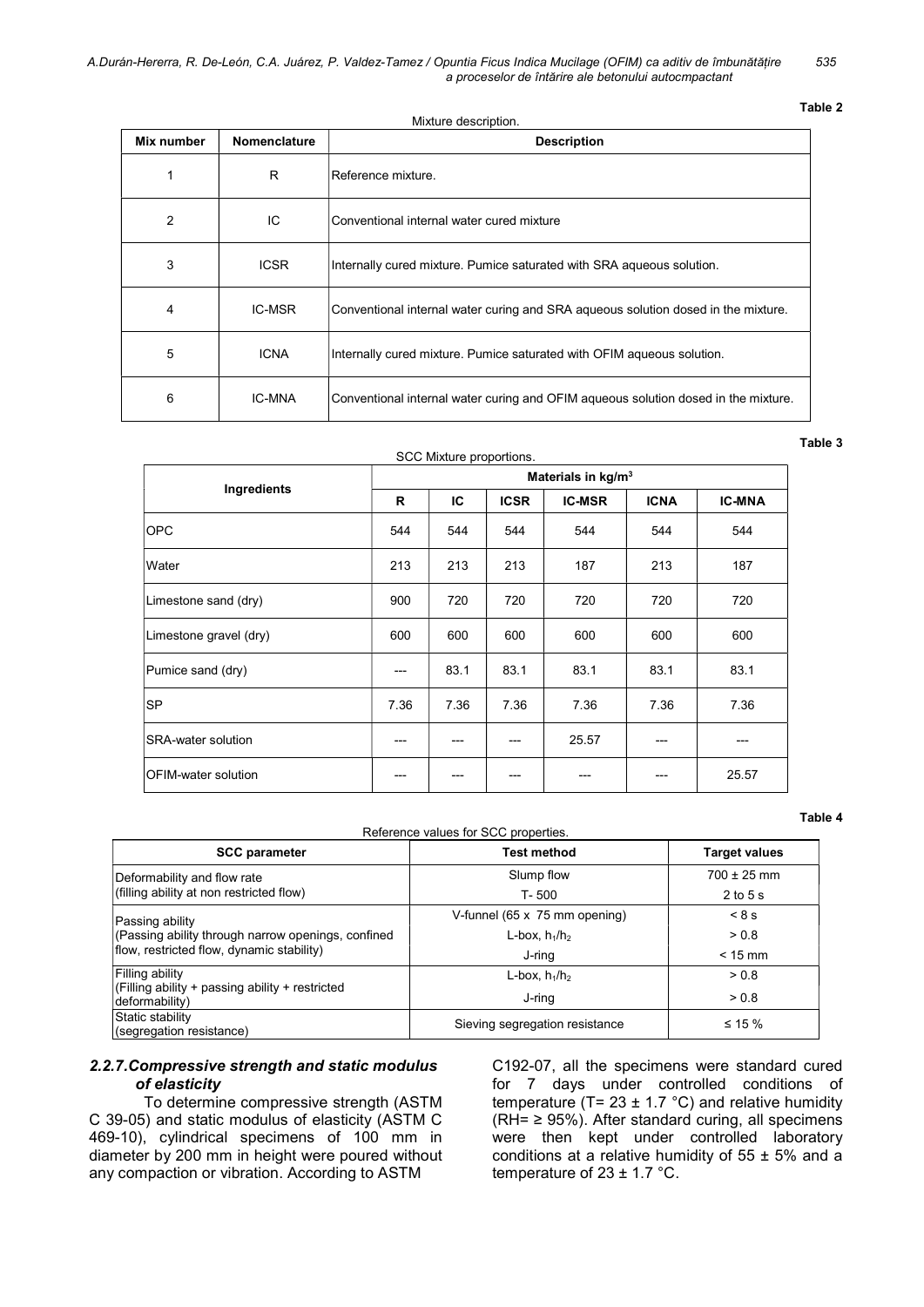Table 2

Mixture description.

| Mix number | Nomenclature | Description |
|---|---|---|
| 1 | R | Reference mixture. |
| 2 | IC | Conventional internal water cured mixture |
| 3 | ICSR | Internally cured mixture. Pumice saturated with SRA aqueous solution. |
| 4 | IC-MSR | Conventional internal water curing and SRA aqueous solution dosed in the mixture. |
| 5 | ICNA | Internally cured mixture. Pumice saturated with OFIM aqueous solution. |
| 6 | IC-MNA | Conventional internal water curing and OFIM aqueous solution dosed in the mixture. |

Table 3

SCC Mixture proportions.

| Ingredients | Materials in kg/m$^3$ | | | | | |
|---|---|---|---|---|---|---|
| | R | IC | ICSR | IC-MSR | ICNA | IC-MNA |
| OPC | 544 | 544 | 544 | 544 | 544 | 544 |
| Water | 213 | 213 | 213 | 187 | 213 | 187 |
| Limestone sand (dry) | 900 | 720 | 720 | 720 | 720 | 720 |
| Limestone gravel (dry) | 600 | 600 | 600 | 600 | 600 | 600 |
| Pumice sand (dry) | --- | 83.1 | 83.1 | 83.1 | 83.1 | 83.1 |
| SP | 7.36 | 7.36 | 7.36 | 7.36 | 7.36 | 7.36 |
| SRA-water solution | --- | --- | --- | 25.57 | --- | --- |
| OFIM-water solution | --- | --- | --- | --- | --- | 25.57 |

Table 4

Reference values for SCC properties.

| SCC parameter | Test method | Target values |
|---|---|---|
| Deformability and flow rate (filling ability at non restricted flow) | Slump flow | 700 ± 25 mm |
| | T- 500 | 2 to 5 s |
| Passing ability (Passing ability through narrow openings, confined flow, restricted flow, dynamic stability) | V-funnel (65 x 75 mm opening) | < 8 s |
| | L-box, $h_1/h_2$ | > 0.8 |
| | J-ring | < 15 mm |
| Filling ability (Filling ability + passing ability + restricted deformability) | L-box, $h_1/h_2$ | > 0.8 |
| | J-ring | > 0.8 |
| Static stability (segregation resistance) | Sieving segregation resistance | ≤ 15 % |

### *2.2.7. Compressive strength and static modulus of elasticity*

To determine compressive strength (ASTM C 39-05) and static modulus of elasticity (ASTM C 469-10), cylindrical specimens of 100 mm in diameter by 200 mm in height were poured without any compaction or vibration. According to ASTM C192-07, all the specimens were standard cured for 7 days under controlled conditions of temperature (T= 23 ± 1.7 °C) and relative humidity (RH= ≥ 95%). After standard curing, all specimens were then kept under controlled laboratory conditions at a relative humidity of 55 ± 5% and a temperature of 23 ± 1.7 °C.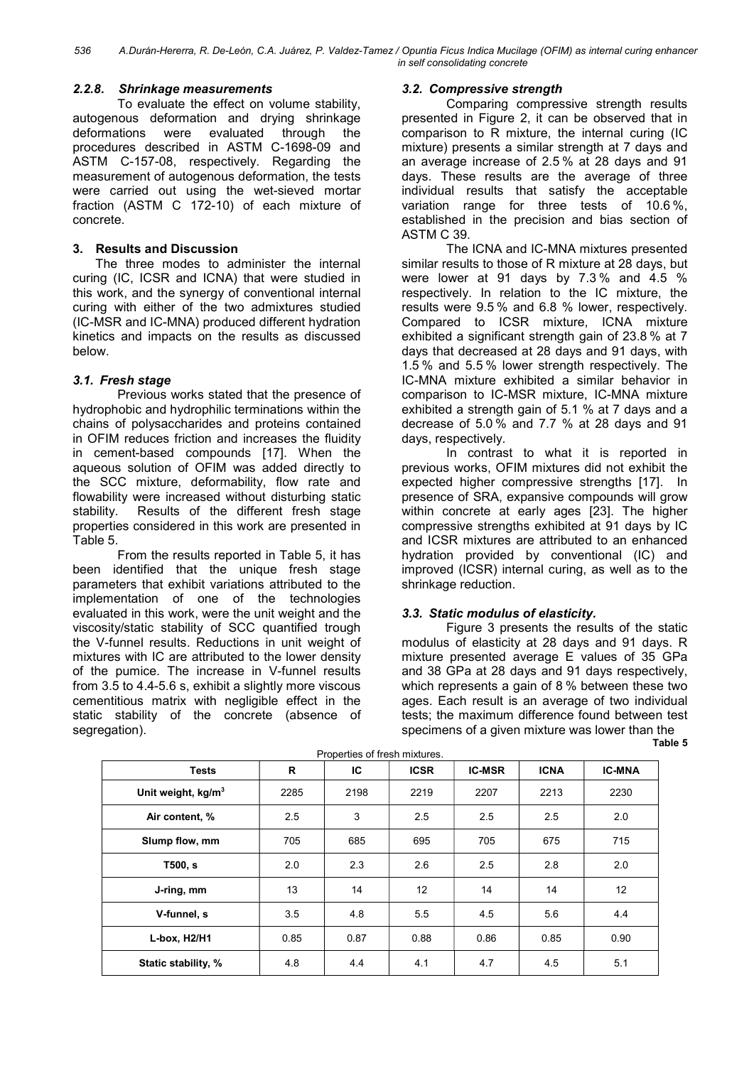### 2.2.8. Shrinkage measurements

To evaluate the effect on volume stability, autogenous deformation and drying shrinkage deformations were evaluated through the procedures described in ASTM C-1698-09 and ASTM C-157-08, respectively. Regarding the measurement of autogenous deformation, the tests were carried out using the wet-sieved mortar fraction (ASTM C 172-10) of each mixture of concrete.

## 3. Results and Discussion

The three modes to administer the internal curing (IC, ICSR and ICNA) that were studied in this work, and the synergy of conventional internal curing with either of the two admixtures studied (IC-MSR and IC-MNA) produced different hydration kinetics and impacts on the results as discussed below.

### 3.1. Fresh stage

Previous works stated that the presence of hydrophobic and hydrophilic terminations within the chains of polysaccharides and proteins contained in OFIM reduces friction and increases the fluidity in cement-based compounds [17]. When the aqueous solution of OFIM was added directly to the SCC mixture, deformability, flow rate and flowability were increased without disturbing static stability. Results of the different fresh stage properties considered in this work are presented in Table 5.

From the results reported in Table 5, it has been identified that the unique fresh stage parameters that exhibit variations attributed to the implementation of one of the technologies evaluated in this work, were the unit weight and the viscosity/static stability of SCC quantified trough the V-funnel results. Reductions in unit weight of mixtures with IC are attributed to the lower density of the pumice. The increase in V-funnel results from 3.5 to 4.4-5.6 s, exhibit a slightly more viscous cementitious matrix with negligible effect in the static stability of the concrete (absence of segregation).

### 3.2. Compressive strength

Comparing compressive strength results presented in Figure 2, it can be observed that in comparison to R mixture, the internal curing (IC mixture) presents a similar strength at 7 days and an average increase of 2.5 % at 28 days and 91 days. These results are the average of three individual results that satisfy the acceptable variation range for three tests of 10.6 %, established in the precision and bias section of ASTM C 39.

The ICNA and IC-MNA mixtures presented similar results to those of R mixture at 28 days, but were lower at 91 days by 7.3 % and 4.5 % respectively. In relation to the IC mixture, the results were 9.5 % and 6.8 % lower, respectively. Compared to ICSR mixture, ICNA mixture exhibited a significant strength gain of 23.8 % at 7 days that decreased at 28 days and 91 days, with 1.5 % and 5.5 % lower strength respectively. The IC-MNA mixture exhibited a similar behavior in comparison to IC-MSR mixture, IC-MNA mixture exhibited a strength gain of 5.1 % at 7 days and a decrease of 5.0 % and 7.7 % at 28 days and 91 days, respectively.

In contrast to what it is reported in previous works, OFIM mixtures did not exhibit the expected higher compressive strengths [17]. In presence of SRA, expansive compounds will grow within concrete at early ages [23]. The higher compressive strengths exhibited at 91 days by IC and ICSR mixtures are attributed to an enhanced hydration provided by conventional (IC) and improved (ICSR) internal curing, as well as to the shrinkage reduction.

### 3.3. Static modulus of elasticity.

Figure 3 presents the results of the static modulus of elasticity at 28 days and 91 days. R mixture presented average E values of 35 GPa and 38 GPa at 28 days and 91 days respectively, which represents a gain of 8 % between these two ages. Each result is an average of two individual tests; the maximum difference found between test specimens of a given mixture was lower than the

**Table 5**

Properties of fresh mixtures.

| Tests | R | IC | ICSR | IC-MSR | ICNA | IC-MNA |
|---|---|---|---|---|---|---|
| Unit weight, kg/m$^3$ | 2285 | 2198 | 2219 | 2207 | 2213 | 2230 |
| Air content, % | 2.5 | 3 | 2.5 | 2.5 | 2.5 | 2.0 |
| Slump flow, mm | 705 | 685 | 695 | 705 | 675 | 715 |
| T500, s | 2.0 | 2.3 | 2.6 | 2.5 | 2.8 | 2.0 |
| J-ring, mm | 13 | 14 | 12 | 14 | 14 | 12 |
| V-funnel, s | 3.5 | 4.8 | 5.5 | 4.5 | 5.6 | 4.4 |
| L-box, H2/H1 | 0.85 | 0.87 | 0.88 | 0.86 | 0.85 | 0.90 |
| Static stability, % | 4.8 | 4.4 | 4.1 | 4.7 | 4.5 | 5.1 |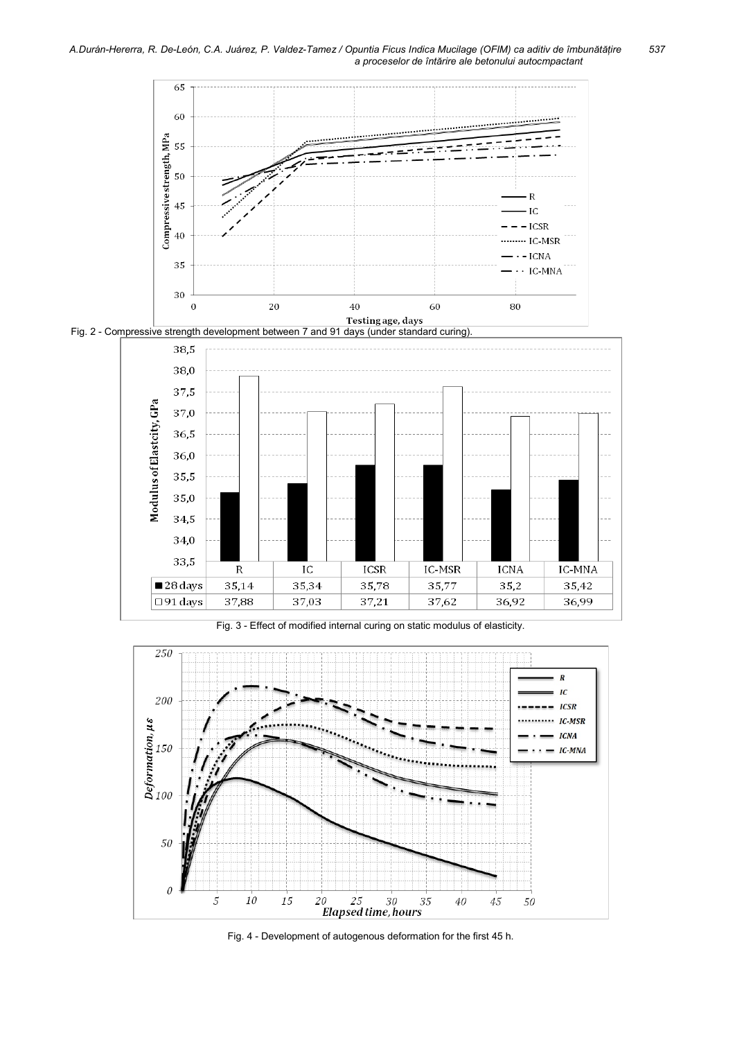Fig. 2 - Compressive strength development between 7 and 91 days (under standard curing).

| | R | IC | ICSR | IC-MSR | ICNA | IC-MNA |
|---|---|---|---|---|---|---|
| 28 days | 35,14 | 35,34 | 35,78 | 35,77 | 35,2 | 35,42 |
| 91 days | 37,88 | 37,03 | 37,21 | 37,62 | 36,92 | 36,99 |

Fig. 3 - Effect of modified internal curing on static modulus of elasticity.

Fig. 4 - Development of autogenous deformation for the first 45 h.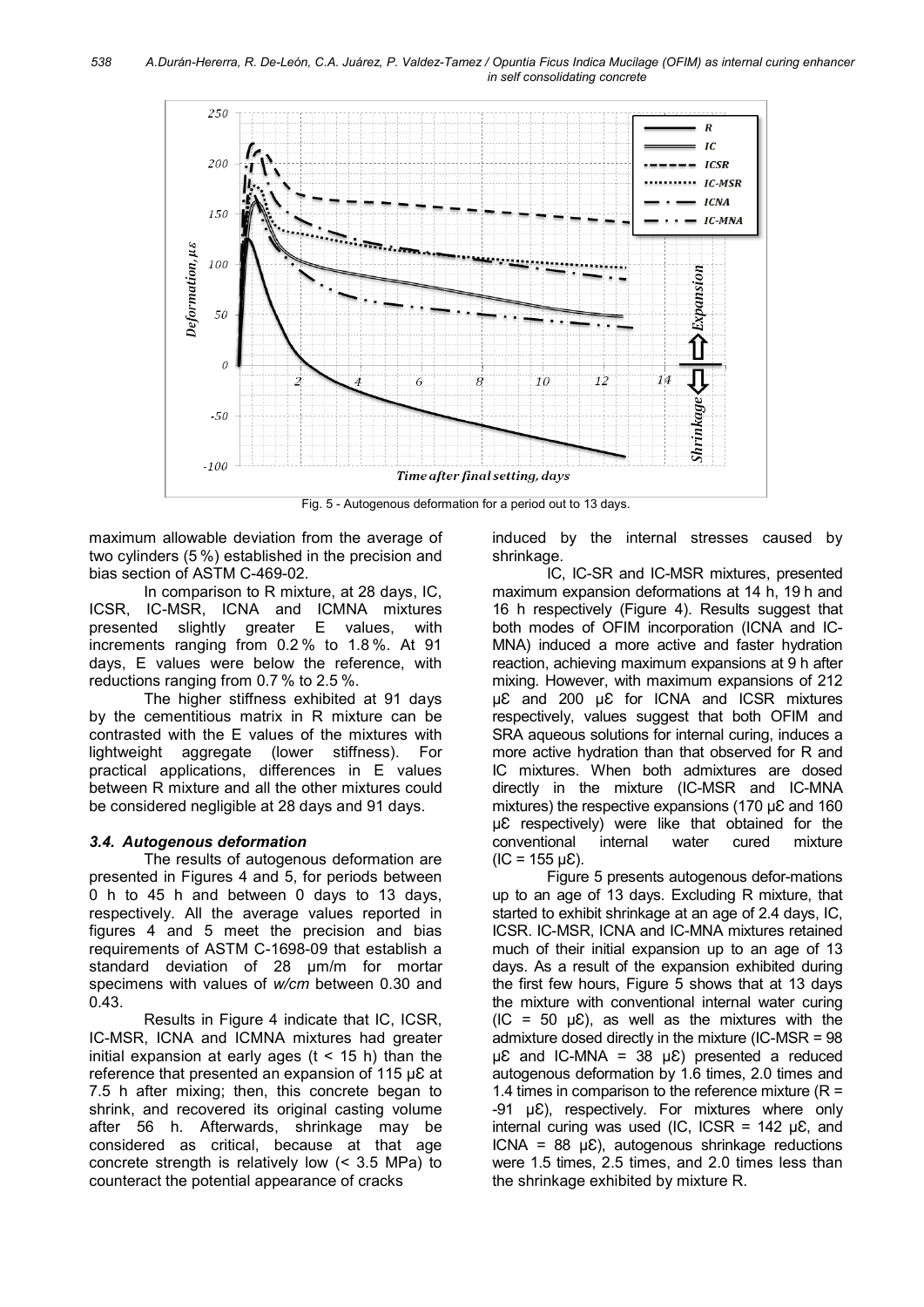Fig. 5 - Autogenous deformation for a period out to 13 days.

maximum allowable deviation from the average of two cylinders (5 %) established in the precision and bias section of ASTM C-469-02.

In comparison to R mixture, at 28 days, IC, ICSR, IC-MSR, ICNA and ICMNA mixtures presented slightly greater E values, with increments ranging from 0.2 % to 1.8 %. At 91 days, E values were below the reference, with reductions ranging from 0.7 % to 2.5 %.

The higher stiffness exhibited at 91 days by the cementitious matrix in R mixture can be contrasted with the E values of the mixtures with lightweight aggregate (lower stiffness). For practical applications, differences in E values between R mixture and all the other mixtures could be considered negligible at 28 days and 91 days.

### *3.4. Autogenous deformation*

The results of autogenous deformation are presented in Figures 4 and 5, for periods between 0 h to 45 h and between 0 days to 13 days, respectively. All the average values reported in figures 4 and 5 meet the precision and bias requirements of ASTM C-1698-09 that establish a standard deviation of 28 μm/m for mortar specimens with values of *w/cm* between 0.30 and 0.43.

Results in Figure 4 indicate that IC, ICSR, IC-MSR, ICNA and ICMNA mixtures had greater initial expansion at early ages ($t < 15$ h) than the reference that presented an expansion of 115 μƐ at 7.5 h after mixing; then, this concrete began to shrink, and recovered its original casting volume after 56 h. Afterwards, shrinkage may be considered as critical, because at that age concrete strength is relatively low (< 3.5 MPa) to counteract the potential appearance of cracks induced by the internal stresses caused by shrinkage.

IC, IC-SR and IC-MSR mixtures, presented maximum expansion deformations at 14 h, 19 h and 16 h respectively (Figure 4). Results suggest that both modes of OFIM incorporation (ICNA and IC-MNA) induced a more active and faster hydration reaction, achieving maximum expansions at 9 h after mixing. However, with maximum expansions of 212 μƐ and 200 μƐ for ICNA and ICSR mixtures respectively, values suggest that both OFIM and SRA aqueous solutions for internal curing, induces a more active hydration than that observed for R and IC mixtures. When both admixtures are dosed directly in the mixture (IC-MSR and IC-MNA mixtures) the respective expansions (170 μƐ and 160 μƐ respectively) were like that obtained for the conventional internal water cured mixture (IC = 155 μƐ).

Figure 5 presents autogenous defor-mations up to an age of 13 days. Excluding R mixture, that started to exhibit shrinkage at an age of 2.4 days, IC, ICSR. IC-MSR, ICNA and IC-MNA mixtures retained much of their initial expansion up to an age of 13 days. As a result of the expansion exhibited during the first few hours, Figure 5 shows that at 13 days the mixture with conventional internal water curing (IC = 50 μƐ), as well as the mixtures with the admixture dosed directly in the mixture (IC-MSR = 98 μƐ and IC-MNA = 38 μƐ) presented a reduced autogenous deformation by 1.6 times, 2.0 times and 1.4 times in comparison to the reference mixture (R = -91 μƐ), respectively. For mixtures where only internal curing was used (IC, ICSR = 142 μƐ, and ICNA = 88 μƐ), autogenous shrinkage reductions were 1.5 times, 2.5 times, and 2.0 times less than the shrinkage exhibited by mixture R.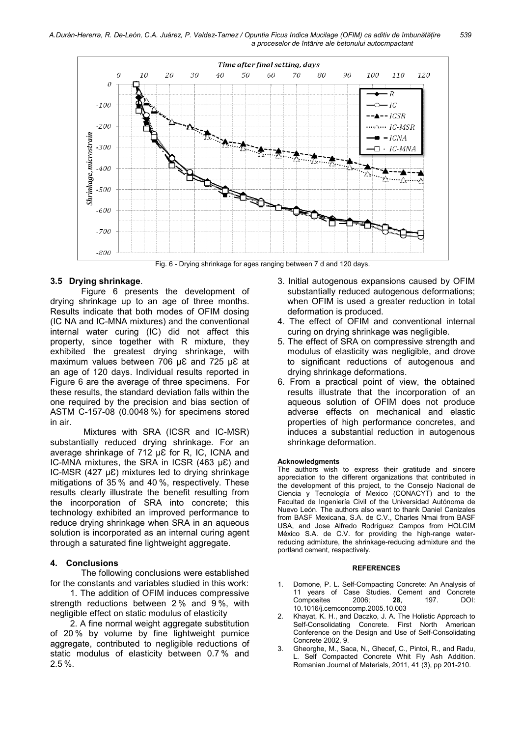Fig. 6 - Drying shrinkage for ages ranging between 7 d and 120 days.

### 3.5 Drying shrinkage.

Figure 6 presents the development of drying shrinkage up to an age of three months. Results indicate that both modes of OFIM dosing (IC NA and IC-MNA mixtures) and the conventional internal water curing (IC) did not affect this property, since together with R mixture, they exhibited the greatest drying shrinkage, with maximum values between 706 με and 725 με at an age of 120 days. Individual results reported in Figure 6 are the average of three specimens. For these results, the standard deviation falls within the one required by the precision and bias section of ASTM C-157-08 (0.0048 %) for specimens stored in air.

Mixtures with SRA (ICSR and IC-MSR) substantially reduced drying shrinkage. For an average shrinkage of 712 με for R, IC, ICNA and IC-MNA mixtures, the SRA in ICSR (463 με) and IC-MSR (427 με) mixtures led to drying shrinkage mitigations of 35 % and 40 %, respectively. These results clearly illustrate the benefit resulting from the incorporation of SRA into concrete; this technology exhibited an improved performance to reduce drying shrinkage when SRA in an aqueous solution is incorporated as an internal curing agent through a saturated fine lightweight aggregate.

## 4. Conclusions

The following conclusions were established for the constants and variables studied in this work:

1. The addition of OFIM induces compressive strength reductions between 2 % and 9 %, with negligible effect on static modulus of elasticity
2. A fine normal weight aggregate substitution of 20 % by volume by fine lightweight pumice aggregate, contributed to negligible reductions of static modulus of elasticity between 0.7 % and 2.5 %.
3. Initial autogenous expansions caused by OFIM substantially reduced autogenous deformations; when OFIM is used a greater reduction in total deformation is produced.
4. The effect of OFIM and conventional internal curing on drying shrinkage was negligible.
5. The effect of SRA on compressive strength and modulus of elasticity was negligible, and drove to significant reductions of autogenous and drying shrinkage deformations.
6. From a practical point of view, the obtained results illustrate that the incorporation of an aqueous solution of OFIM does not produce adverse effects on mechanical and elastic properties of high performance concretes, and induces a substantial reduction in autogenous shrinkage deformation.

#### Acknowledgments

The authors wish to express their gratitude and sincere appreciation to the different organizations that contributed in the development of this project, to the Consejo Nacional de Ciencia y Tecnología of Mexico (CONACYT) and to the Facultad de Ingeniería Civil of the Universidad Autónoma de Nuevo León. The authors also want to thank Daniel Canizales from BASF Mexicana, S.A. de C.V., Charles Nmai from BASF USA, and Jose Alfredo Rodríguez Campos from HOLCIM México S.A. de C.V. for providing the high-range water-reducing admixture, the shrinkage-reducing admixture and the portland cement, respectively.

#### REFERENCES

1. Domone, P. L. Self-Compacting Concrete: An Analysis of 11 years of Case Studies. Cement and Concrete Composites 2006; **28**, 197. DOI: 10.1016/j.cemconcomp.2005.10.003
2. Khayat, K. H., and Daczko, J. A. The Holistic Approach to Self-Consolidating Concrete. First North American Conference on the Design and Use of Self-Consolidating Concrete 2002, 9.
3. Gheorghe, M., Saca, N., Ghecef, C., Pintoi, R., and Radu, L. Self Compacted Concrete Whit Fly Ash Addition. Romanian Journal of Materials, 2011, 41 (3), pp 201-210.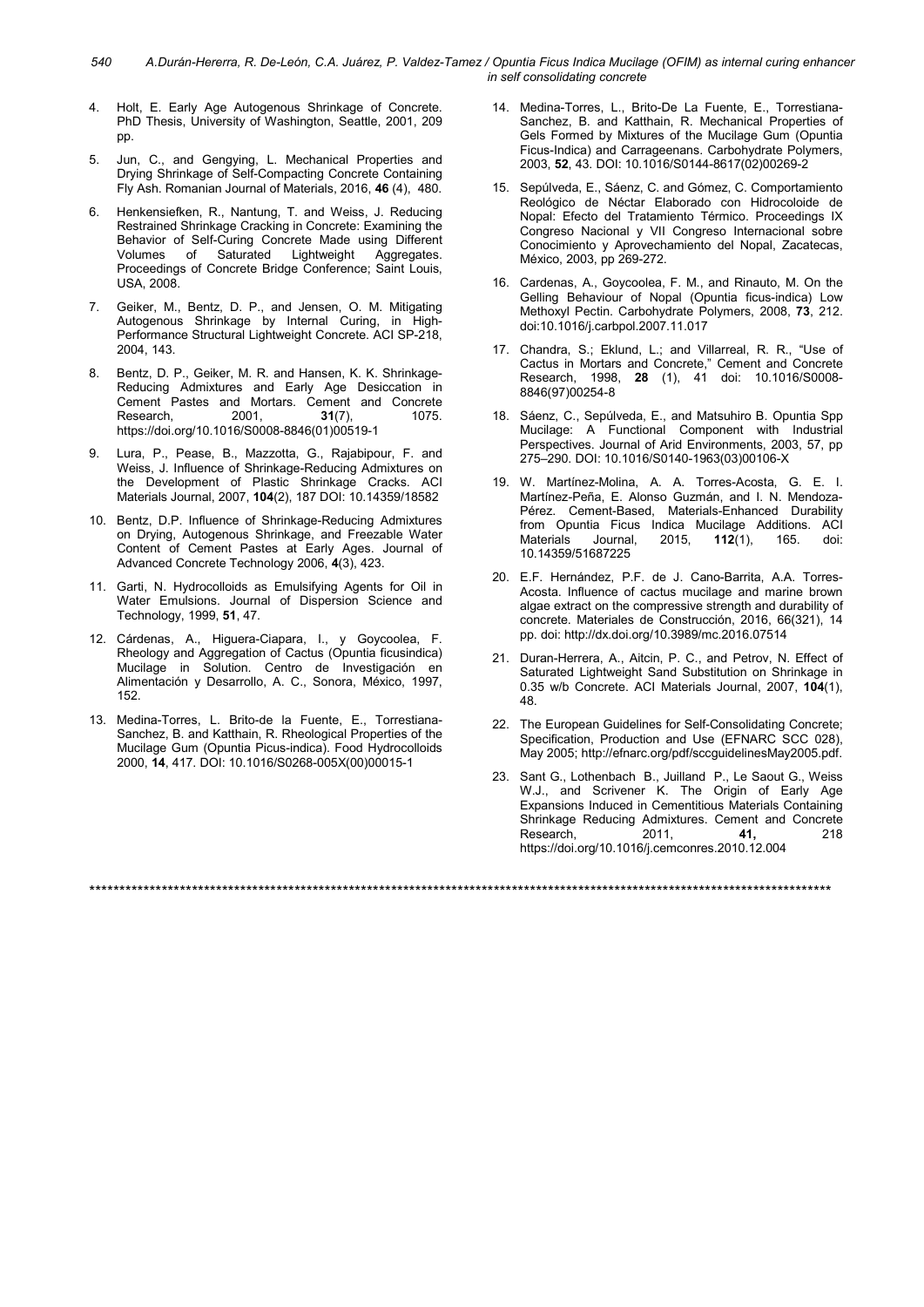4. Holt, E. Early Age Autogenous Shrinkage of Concrete. PhD Thesis, University of Washington, Seattle, 2001, 209 pp.

5. Jun, C., and Gengying, L. Mechanical Properties and Drying Shrinkage of Self-Compacting Concrete Containing Fly Ash. Romanian Journal of Materials, 2016, **46** (4), 480.

6. Henkensiefken, R., Nantung, T. and Weiss, J. Reducing Restrained Shrinkage Cracking in Concrete: Examining the Behavior of Self-Curing Concrete Made using Different Volumes of Saturated Lightweight Aggregates. Proceedings of Concrete Bridge Conference; Saint Louis, USA, 2008.

7. Geiker, M., Bentz, D. P., and Jensen, O. M. Mitigating Autogenous Shrinkage by Internal Curing, in High-Performance Structural Lightweight Concrete. ACI SP-218, 2004, 143.

8. Bentz, D. P., Geiker, M. R. and Hansen, K. K. Shrinkage-Reducing Admixtures and Early Age Desiccation in Cement Pastes and Mortars. Cement and Concrete Research, 2001, **31**(7), 1075. https://doi.org/10.1016/S0008-8846(01)00519-1

9. Lura, P., Pease, B., Mazzotta, G., Rajabipour, F. and Weiss, J. Influence of Shrinkage-Reducing Admixtures on the Development of Plastic Shrinkage Cracks. ACI Materials Journal, 2007, **104**(2), 187 DOI: 10.14359/18582

10. Bentz, D.P. Influence of Shrinkage-Reducing Admixtures on Drying, Autogenous Shrinkage, and Freezable Water Content of Cement Pastes at Early Ages. Journal of Advanced Concrete Technology 2006, **4**(3), 423.

11. Garti, N. Hydrocolloids as Emulsifying Agents for Oil in Water Emulsions. Journal of Dispersion Science and Technology, 1999, **51**, 47.

12. Cárdenas, A., Higuera-Ciapara, I., y Goycoolea, F. Rheology and Aggregation of Cactus (Opuntia ficusindica) Mucilage in Solution. Centro de Investigación en Alimentación y Desarrollo, A. C., Sonora, México, 1997, 152.

13. Medina-Torres, L. Brito-de la Fuente, E., Torrestiana-Sanchez, B. and Katthain, R. Rheological Properties of the Mucilage Gum (Opuntia Picus-indica). Food Hydrocolloids 2000, **14**, 417. DOI: 10.1016/S0268-005X(00)00015-1

14. Medina-Torres, L., Brito-De La Fuente, E., Torrestiana-Sanchez, B. and Katthain, R. Mechanical Properties of Gels Formed by Mixtures of the Mucilage Gum (Opuntia Ficus-Indica) and Carrageenans. Carbohydrate Polymers, 2003, **52**, 43. DOI: 10.1016/S0144-8617(02)00269-2

15. Sepúlveda, E., Sáenz, C. and Gómez, C. Comportamiento Reológico de Néctar Elaborado con Hidrocoloide de Nopal: Efecto del Tratamiento Térmico. Proceedings IX Congreso Nacional y VII Congreso Internacional sobre Conocimiento y Aprovechamiento del Nopal, Zacatecas, México, 2003, pp 269-272.

16. Cardenas, A., Goycoolea, F. M., and Rinauto, M. On the Gelling Behaviour of Nopal (Opuntia ficus-indica) Low Methoxyl Pectin. Carbohydrate Polymers, 2008, **73**, 212. doi:10.1016/j.carbpol.2007.11.017

17. Chandra, S.; Eklund, L.; and Villarreal, R. R., "Use of Cactus in Mortars and Concrete," Cement and Concrete Research, 1998, **28** (1), 41 doi: 10.1016/S0008-8846(97)00254-8

18. Sáenz, C., Sepúlveda, E., and Matsuhiro B. Opuntia Spp Mucilage: A Functional Component with Industrial Perspectives. Journal of Arid Environments, 2003, 57, pp 275–290. DOI: 10.1016/S0140-1963(03)00106-X

19. W. Martínez-Molina, A. A. Torres-Acosta, G. E. I. Martínez-Peña, E. Alonso Guzmán, and I. N. Mendoza-Pérez. Cement-Based, Materials-Enhanced Durability from Opuntia Ficus Indica Mucilage Additions. ACI Materials Journal, 2015, **112**(1), 165. doi: 10.14359/51687225

20. E.F. Hernández, P.F. de J. Cano-Barrita, A.A. Torres-Acosta. Influence of cactus mucilage and marine brown algae extract on the compressive strength and durability of concrete. Materiales de Construcción, 2016, 66(321), 14 pp. doi: http://dx.doi.org/10.3989/mc.2016.07514

21. Duran-Herrera, A., Aitcin, P. C., and Petrov, N. Effect of Saturated Lightweight Sand Substitution on Shrinkage in 0.35 w/b Concrete. ACI Materials Journal, 2007, **104**(1), 48.

22. The European Guidelines for Self-Consolidating Concrete; Specification, Production and Use (EFNARC SCC 028), May 2005; http://efnarc.org/pdf/sccguidelinesMay2005.pdf.

23. Sant G., Lothenbach B., Juilland P., Le Saout G., Weiss W.J., and Scrivener K. The Origin of Early Age Expansions Induced in Cementitious Materials Containing Shrinkage Reducing Admixtures. Cement and Concrete Research, 2011, **41,** 218 https://doi.org/10.1016/j.cemconres.2010.12.004

\*\*\*\*\*\*\*\*\*\*\*\*\*\*\*\*\*\*\*\*\*\*\*\*\*\*\*\*\*\*\*\*\*\*\*\*\*\*\*\*\*\*\*\*\*\*\*\*\*\*\*\*\*\*\*\*\*\*\*\*\*\*\*\*\*\*\*\*\*\*\*\*\*\*\*\*\*\*\*\*\*\*\*\*\*\*\*\*\*\*\*\*\*\*\*\*\*\*\*\*